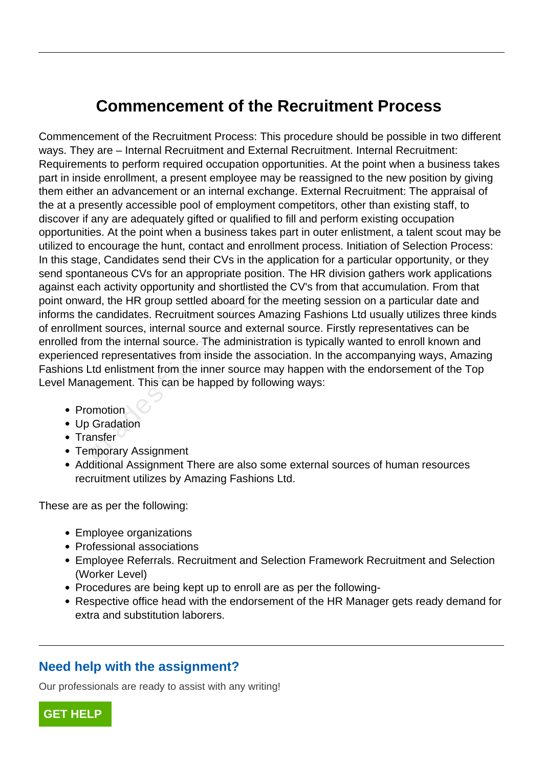# Commencement of the Recruitment Process

Commencement of the Recruitment Process: This procedure should be possible in two different ways. They are – Internal Recruitment and External Recruitment. Internal Recruitment: Requirements to perform required occupation opportunities. At the point when a business takes part in inside enrollment, a present employee may be reassigned to the new position by giving them either an advancement or an internal exchange. External Recruitment: The appraisal of the at a presently accessible pool of employment competitors, other than existing staff, to discover if any are adequately gifted or qualified to fill and perform existing occupation opportunities. At the point when a business takes part in outer enlistment, a talent scout may be utilized to encourage the hunt, contact and enrollment process. Initiation of Selection Process: In this stage, Candidates send their CVs in the application for a particular opportunity, or they send spontaneous CVs for an appropriate position. The HR division gathers work applications against each activity opportunity and shortlisted the CV's from that accumulation. From that point onward, the HR group settled aboard for the meeting session on a particular date and informs the candidates. Recruitment sources Amazing Fashions Ltd usually utilizes three kinds of enrollment sources, internal source and external source. Firstly representatives can be enrolled from the internal source. The administration is typically wanted to enroll known and experienced representatives from inside the association. In the accompanying ways, Amazing Fashions Ltd enlistment from the inner source may happen with the endorsement of the Top Level Management. This can be happed by following ways:

- Promotion
- Up Gradation
- Transfer
- Temporary Assignment
- Additional Assignment There are also some external sources of human resources recruitment utilizes by Amazing Fashions Ltd.

These are as per the following:

- Employee organizations
- Professional associations
- Employee Referrals. Recruitment and Selection Framework Recruitment and Selection (Worker Level)
- Procedures are being kept up to enroll are as per the following-
- Respective office head with the endorsement of the HR Manager gets ready demand for extra and substitution laborers.

## Need help with the assignment?

Our professionals are ready to assist with any writing!

GET HELP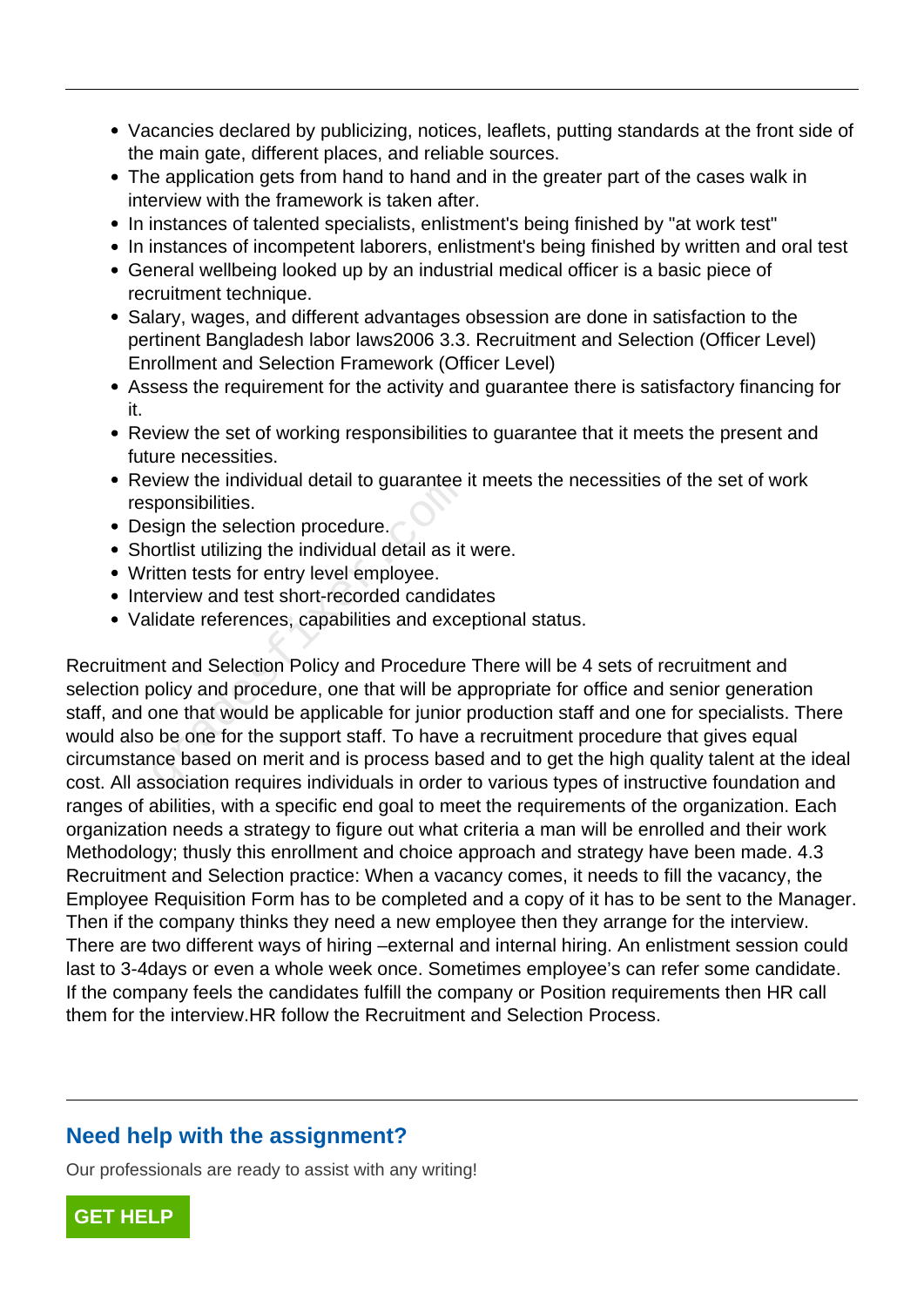- Vacancies declared by publicizing, notices, leaflets, putting standards at the front side of the main gate, different places, and reliable sources.
- The application gets from hand to hand and in the greater part of the cases walk in interview with the framework is taken after.
- In instances of talented specialists, enlistment's being finished by "at work test"
- In instances of incompetent laborers, enlistment's being finished by written and oral test
- General wellbeing looked up by an industrial medical officer is a basic piece of recruitment technique.
- Salary, wages, and different advantages obsession are done in satisfaction to the pertinent Bangladesh labor laws2006 3.3. Recruitment and Selection (Officer Level) Enrollment and Selection Framework (Officer Level)
- Assess the requirement for the activity and guarantee there is satisfactory financing for it.
- Review the set of working responsibilities to guarantee that it meets the present and future necessities.
- Review the individual detail to guarantee it meets the necessities of the set of work responsibilities.
- Design the selection procedure.
- Shortlist utilizing the individual detail as it were.
- Written tests for entry level employee.
- Interview and test short-recorded candidates
- Validate references, capabilities and exceptional status.

Recruitment and Selection Policy and Procedure There will be 4 sets of recruitment and selection policy and procedure, one that will be appropriate for office and senior generation staff, and one that would be applicable for junior production staff and one for specialists. There would also be one for the support staff. To have a recruitment procedure that gives equal circumstance based on merit and is process based and to get the high quality talent at the ideal cost. All association requires individuals in order to various types of instructive foundation and ranges of abilities, with a specific end goal to meet the requirements of the organization. Each organization needs a strategy to figure out what criteria a man will be enrolled and their work Methodology; thusly this enrollment and choice approach and strategy have been made. 4.3 Recruitment and Selection practice: When a vacancy comes, it needs to fill the vacancy, the Employee Requisition Form has to be completed and a copy of it has to be sent to the Manager. Then if the company thinks they need a new employee then they arrange for the interview. There are two different ways of hiring –external and internal hiring. An enlistment session could last to 3-4days or even a whole week once. Sometimes employee's can refer some candidate. If the company feels the candidates fulfill the company or Position requirements then HR call them for the interview.HR follow the Recruitment and Selection Process.